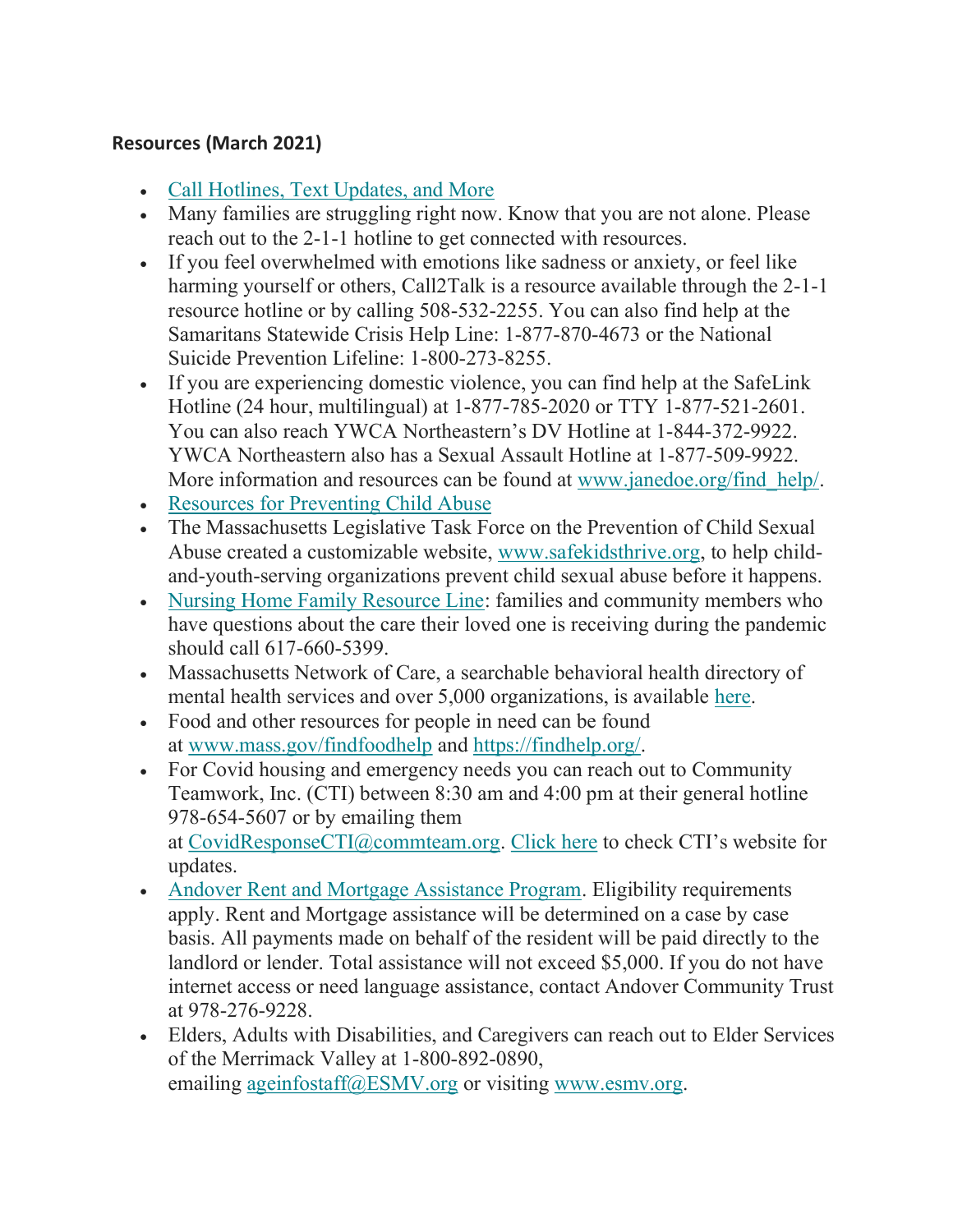**Resources (March 2021)**

- Call Hotlines, Text Updates, and More
- Many families are struggling right now. Know that you are not alone. Please reach out to the 2-1-1 hotline to get connected with resources.
- If you feel overwhelmed with emotions like sadness or anxiety, or feel like harming yourself or others, Call2Talk is a resource available through the 2-1-1 resource hotline or by calling 508-532-2255. You can also find help at the Samaritans Statewide Crisis Help Line: 1-877-870-4673 or the National Suicide Prevention Lifeline: 1-800-273-8255.
- If you are experiencing domestic violence, you can find help at the SafeLink Hotline (24 hour, multilingual) at 1-877-785-2020 or TTY 1-877-521-2601. You can also reach YWCA Northeastern's DV Hotline at 1-844-372-9922. YWCA Northeastern also has a Sexual Assault Hotline at 1-877-509-9922. More information and resources can be found at www.janedoe.org/find_help/.
- Resources for Preventing Child Abuse
- The Massachusetts Legislative Task Force on the Prevention of Child Sexual Abuse created a customizable website, www.safekidsthrive.org, to help child-and-youth-serving organizations prevent child sexual abuse before it happens.
- Nursing Home Family Resource Line: families and community members who have questions about the care their loved one is receiving during the pandemic should call 617-660-5399.
- Massachusetts Network of Care, a searchable behavioral health directory of mental health services and over 5,000 organizations, is available here.
- Food and other resources for people in need can be found at www.mass.gov/findfoodhelp and https://findhelp.org/.
- For Covid housing and emergency needs you can reach out to Community Teamwork, Inc. (CTI) between 8:30 am and 4:00 pm at their general hotline 978-654-5607 or by emailing them at CovidResponseCTI@commteam.org. Click here to check CTI's website for updates.
- Andover Rent and Mortgage Assistance Program. Eligibility requirements apply. Rent and Mortgage assistance will be determined on a case by case basis. All payments made on behalf of the resident will be paid directly to the landlord or lender. Total assistance will not exceed $5,000. If you do not have internet access or need language assistance, contact Andover Community Trust at 978-276-9228.
- Elders, Adults with Disabilities, and Caregivers can reach out to Elder Services of the Merrimack Valley at 1-800-892-0890, emailing ageinfostaff@ESMV.org or visiting www.esmv.org.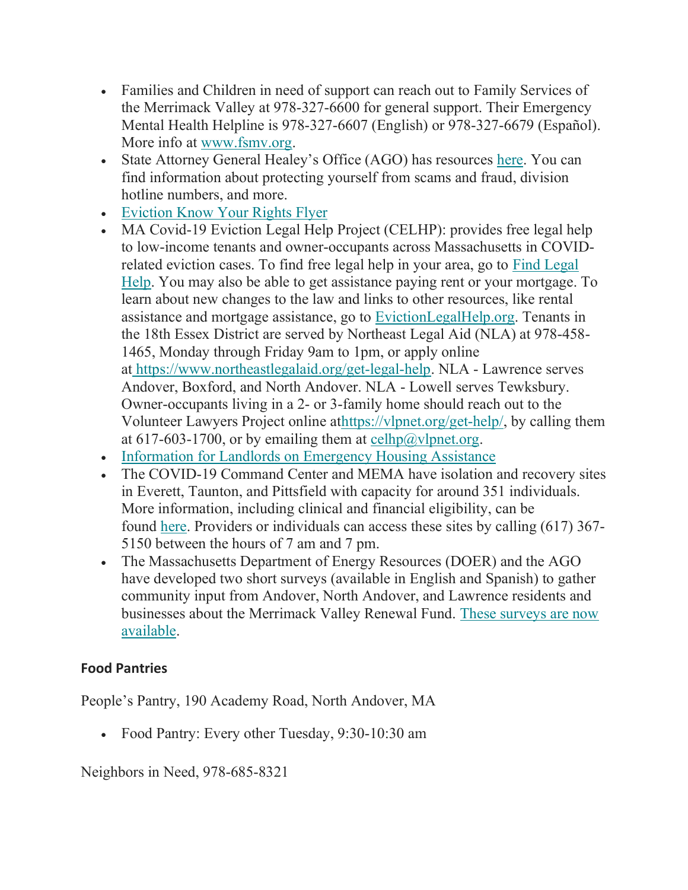- Families and Children in need of support can reach out to Family Services of the Merrimack Valley at 978-327-6600 for general support. Their Emergency Mental Health Helpline is 978-327-6607 (English) or 978-327-6679 (Español). More info at [www.fsmv.org](www.fsmv.org).
- State Attorney General Healey's Office (AGO) has resources [here](). You can find information about protecting yourself from scams and fraud, division hotline numbers, and more.
- [Eviction Know Your Rights Flyer]()
- MA Covid-19 Eviction Legal Help Project (CELHP): provides free legal help to low-income tenants and owner-occupants across Massachusetts in COVID-related eviction cases. To find free legal help in your area, go to [Find Legal Help](). You may also be able to get assistance paying rent or your mortgage. To learn about new changes to the law and links to other resources, like rental assistance and mortgage assistance, go to [EvictionLegalHelp.org](). Tenants in the 18th Essex District are served by Northeast Legal Aid (NLA) at 978-458-1465, Monday through Friday 9am to 1pm, or apply online at [https://www.northeastlegalaid.org/get-legal-help](https://www.northeastlegalaid.org/get-legal-help). NLA - Lawrence serves Andover, Boxford, and North Andover. NLA - Lowell serves Tewksbury. Owner-occupants living in a 2- or 3-family home should reach out to the Volunteer Lawyers Project online at[https://vlpnet.org/get-help/](https://vlpnet.org/get-help/), by calling them at 617-603-1700, or by emailing them at [celhp@vlpnet.org](mailto:celhp@vlpnet.org).
- [Information for Landlords on Emergency Housing Assistance]()
- The COVID-19 Command Center and MEMA have isolation and recovery sites in Everett, Taunton, and Pittsfield with capacity for around 351 individuals. More information, including clinical and financial eligibility, can be found [here](). Providers or individuals can access these sites by calling (617) 367-5150 between the hours of 7 am and 7 pm.
- The Massachusetts Department of Energy Resources (DOER) and the AGO have developed two short surveys (available in English and Spanish) to gather community input from Andover, North Andover, and Lawrence residents and businesses about the Merrimack Valley Renewal Fund. [These surveys are now available]().

### Food Pantries

People's Pantry, 190 Academy Road, North Andover, MA

- Food Pantry: Every other Tuesday, 9:30-10:30 am

Neighbors in Need, 978-685-8321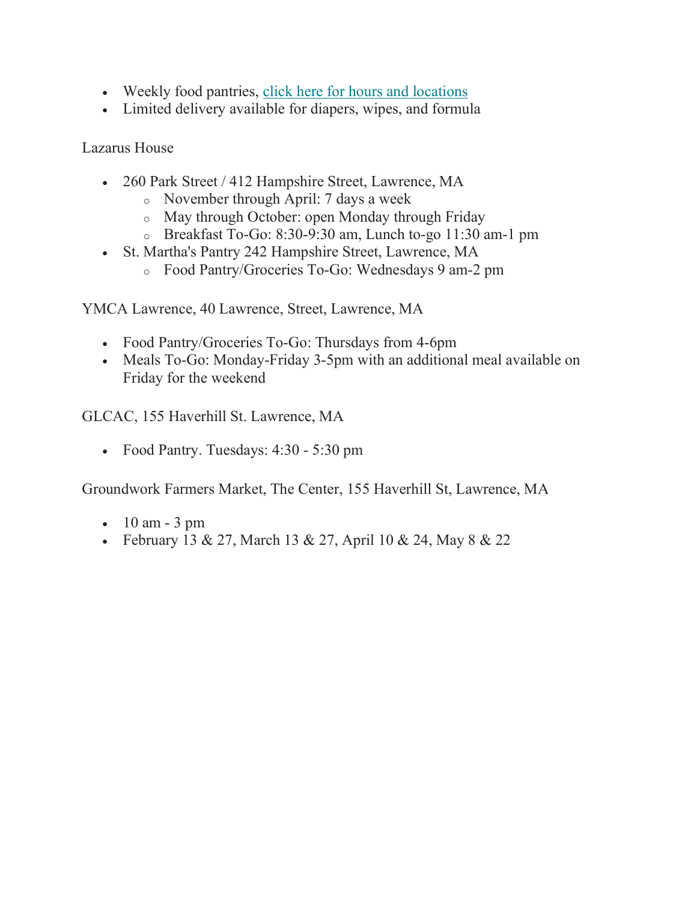- Weekly food pantries, [click here for hours and locations]()
- Limited delivery available for diapers, wipes, and formula

Lazarus House

- 260 Park Street / 412 Hampshire Street, Lawrence, MA
    - November through April: 7 days a week
    - May through October: open Monday through Friday
    - Breakfast To-Go: 8:30-9:30 am, Lunch to-go 11:30 am-1 pm
- St. Martha's Pantry 242 Hampshire Street, Lawrence, MA
    - Food Pantry/Groceries To-Go: Wednesdays 9 am-2 pm

YMCA Lawrence, 40 Lawrence, Street, Lawrence, MA

- Food Pantry/Groceries To-Go: Thursdays from 4-6pm
- Meals To-Go: Monday-Friday 3-5pm with an additional meal available on Friday for the weekend

GLCAC, 155 Haverhill St. Lawrence, MA

- Food Pantry. Tuesdays: 4:30 - 5:30 pm

Groundwork Farmers Market, The Center, 155 Haverhill St, Lawrence, MA

- 10 am - 3 pm
- February 13 & 27, March 13 & 27, April 10 & 24, May 8 & 22